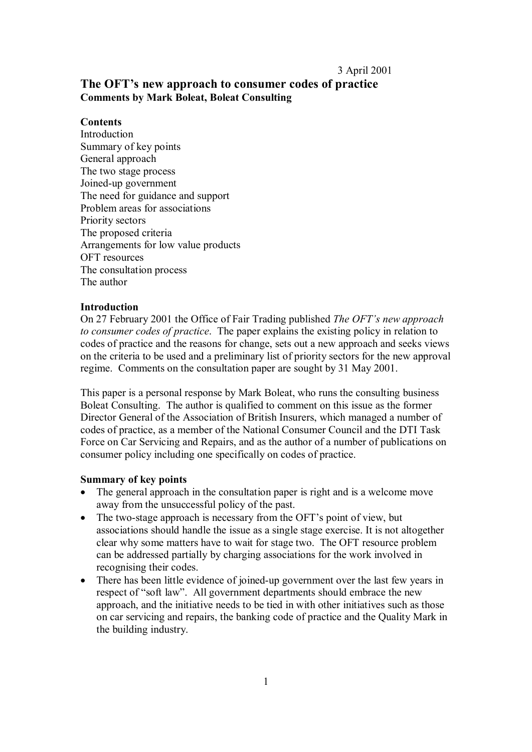3 April 2001

# The OFT's new approach to consumer codes of practice

**Comments by Mark Boleat, Boleat Consulting**

**Contents**

Introduction
Summary of key points
General approach
The two stage process
Joined-up government
The need for guidance and support
Problem areas for associations
Priority sectors
The proposed criteria
Arrangements for low value products
OFT resources
The consultation process
The author

## Introduction

On 27 February 2001 the Office of Fair Trading published *The OFT's new approach to consumer codes of practice*. The paper explains the existing policy in relation to codes of practice and the reasons for change, sets out a new approach and seeks views on the criteria to be used and a preliminary list of priority sectors for the new approval regime. Comments on the consultation paper are sought by 31 May 2001.

This paper is a personal response by Mark Boleat, who runs the consulting business Boleat Consulting. The author is qualified to comment on this issue as the former Director General of the Association of British Insurers, which managed a number of codes of practice, as a member of the National Consumer Council and the DTI Task Force on Car Servicing and Repairs, and as the author of a number of publications on consumer policy including one specifically on codes of practice.

## Summary of key points

- The general approach in the consultation paper is right and is a welcome move away from the unsuccessful policy of the past.
- The two-stage approach is necessary from the OFT's point of view, but associations should handle the issue as a single stage exercise. It is not altogether clear why some matters have to wait for stage two. The OFT resource problem can be addressed partially by charging associations for the work involved in recognising their codes.
- There has been little evidence of joined-up government over the last few years in respect of "soft law". All government departments should embrace the new approach, and the initiative needs to be tied in with other initiatives such as those on car servicing and repairs, the banking code of practice and the Quality Mark in the building industry.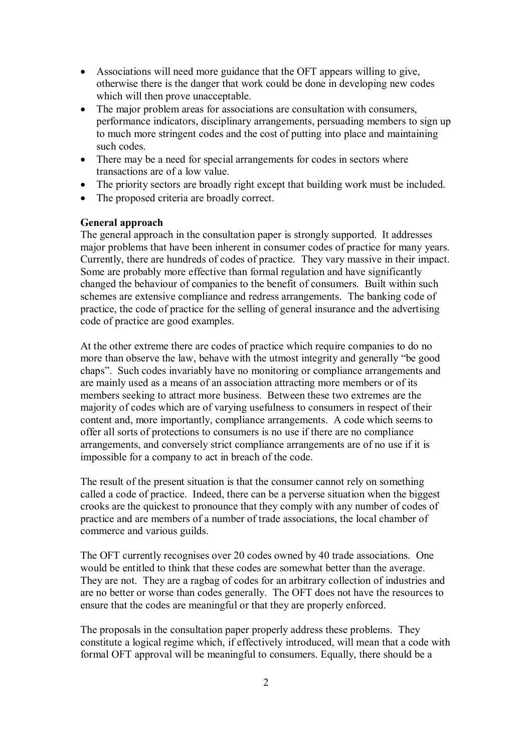- Associations will need more guidance that the OFT appears willing to give, otherwise there is the danger that work could be done in developing new codes which will then prove unacceptable.
- The major problem areas for associations are consultation with consumers, performance indicators, disciplinary arrangements, persuading members to sign up to much more stringent codes and the cost of putting into place and maintaining such codes.
- There may be a need for special arrangements for codes in sectors where transactions are of a low value.
- The priority sectors are broadly right except that building work must be included.
- The proposed criteria are broadly correct.

**General approach**

The general approach in the consultation paper is strongly supported. It addresses major problems that have been inherent in consumer codes of practice for many years. Currently, there are hundreds of codes of practice. They vary massive in their impact. Some are probably more effective than formal regulation and have significantly changed the behaviour of companies to the benefit of consumers. Built within such schemes are extensive compliance and redress arrangements. The banking code of practice, the code of practice for the selling of general insurance and the advertising code of practice are good examples.

At the other extreme there are codes of practice which require companies to do no more than observe the law, behave with the utmost integrity and generally "be good chaps". Such codes invariably have no monitoring or compliance arrangements and are mainly used as a means of an association attracting more members or of its members seeking to attract more business. Between these two extremes are the majority of codes which are of varying usefulness to consumers in respect of their content and, more importantly, compliance arrangements. A code which seems to offer all sorts of protections to consumers is no use if there are no compliance arrangements, and conversely strict compliance arrangements are of no use if it is impossible for a company to act in breach of the code.

The result of the present situation is that the consumer cannot rely on something called a code of practice. Indeed, there can be a perverse situation when the biggest crooks are the quickest to pronounce that they comply with any number of codes of practice and are members of a number of trade associations, the local chamber of commerce and various guilds.

The OFT currently recognises over 20 codes owned by 40 trade associations. One would be entitled to think that these codes are somewhat better than the average. They are not. They are a ragbag of codes for an arbitrary collection of industries and are no better or worse than codes generally. The OFT does not have the resources to ensure that the codes are meaningful or that they are properly enforced.

The proposals in the consultation paper properly address these problems. They constitute a logical regime which, if effectively introduced, will mean that a code with formal OFT approval will be meaningful to consumers. Equally, there should be a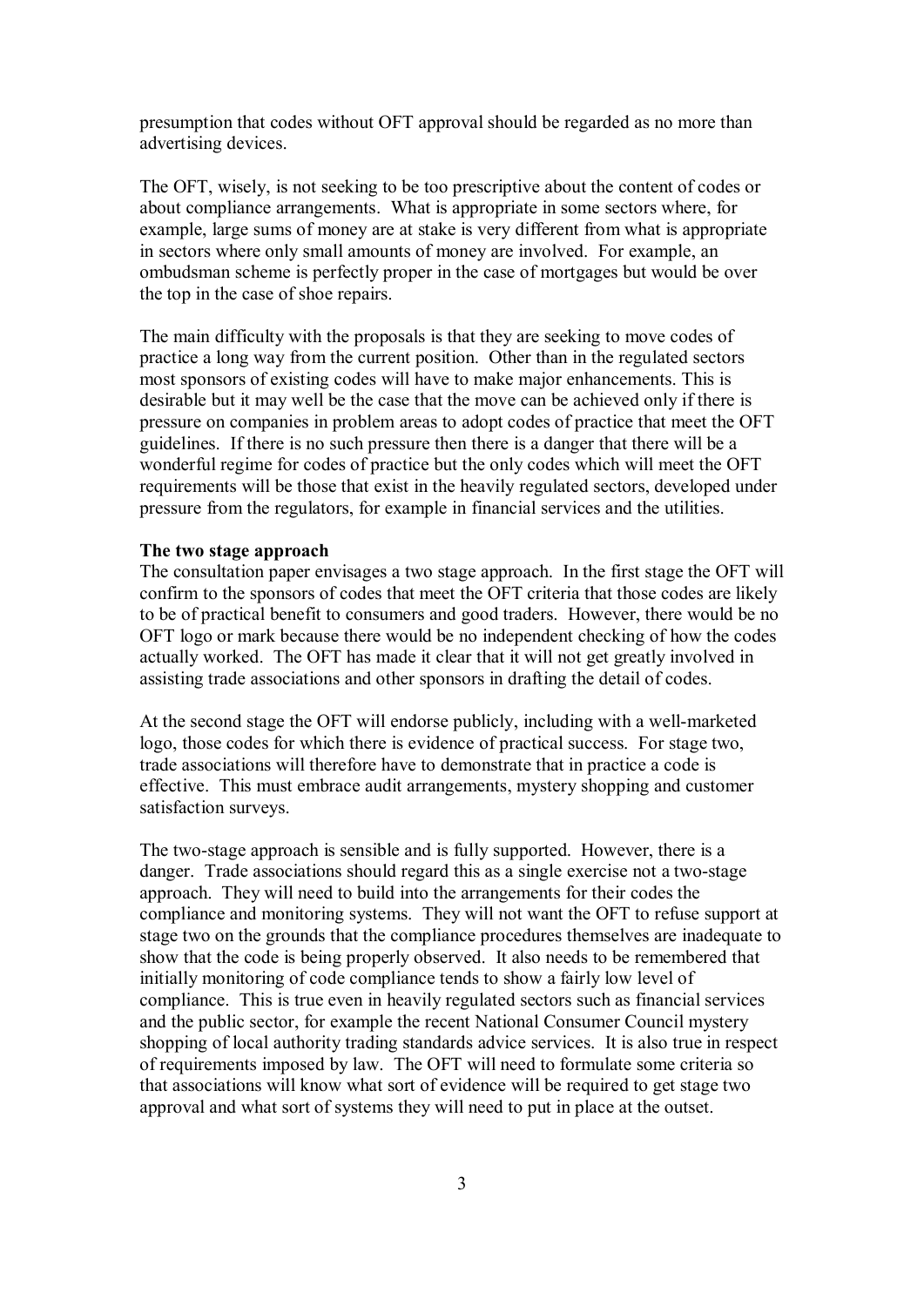presumption that codes without OFT approval should be regarded as no more than advertising devices.

The OFT, wisely, is not seeking to be too prescriptive about the content of codes or about compliance arrangements. What is appropriate in some sectors where, for example, large sums of money are at stake is very different from what is appropriate in sectors where only small amounts of money are involved. For example, an ombudsman scheme is perfectly proper in the case of mortgages but would be over the top in the case of shoe repairs.

The main difficulty with the proposals is that they are seeking to move codes of practice a long way from the current position. Other than in the regulated sectors most sponsors of existing codes will have to make major enhancements. This is desirable but it may well be the case that the move can be achieved only if there is pressure on companies in problem areas to adopt codes of practice that meet the OFT guidelines. If there is no such pressure then there is a danger that there will be a wonderful regime for codes of practice but the only codes which will meet the OFT requirements will be those that exist in the heavily regulated sectors, developed under pressure from the regulators, for example in financial services and the utilities.

**The two stage approach**

The consultation paper envisages a two stage approach. In the first stage the OFT will confirm to the sponsors of codes that meet the OFT criteria that those codes are likely to be of practical benefit to consumers and good traders. However, there would be no OFT logo or mark because there would be no independent checking of how the codes actually worked. The OFT has made it clear that it will not get greatly involved in assisting trade associations and other sponsors in drafting the detail of codes.

At the second stage the OFT will endorse publicly, including with a well-marketed logo, those codes for which there is evidence of practical success. For stage two, trade associations will therefore have to demonstrate that in practice a code is effective. This must embrace audit arrangements, mystery shopping and customer satisfaction surveys.

The two-stage approach is sensible and is fully supported. However, there is a danger. Trade associations should regard this as a single exercise not a two-stage approach. They will need to build into the arrangements for their codes the compliance and monitoring systems. They will not want the OFT to refuse support at stage two on the grounds that the compliance procedures themselves are inadequate to show that the code is being properly observed. It also needs to be remembered that initially monitoring of code compliance tends to show a fairly low level of compliance. This is true even in heavily regulated sectors such as financial services and the public sector, for example the recent National Consumer Council mystery shopping of local authority trading standards advice services. It is also true in respect of requirements imposed by law. The OFT will need to formulate some criteria so that associations will know what sort of evidence will be required to get stage two approval and what sort of systems they will need to put in place at the outset.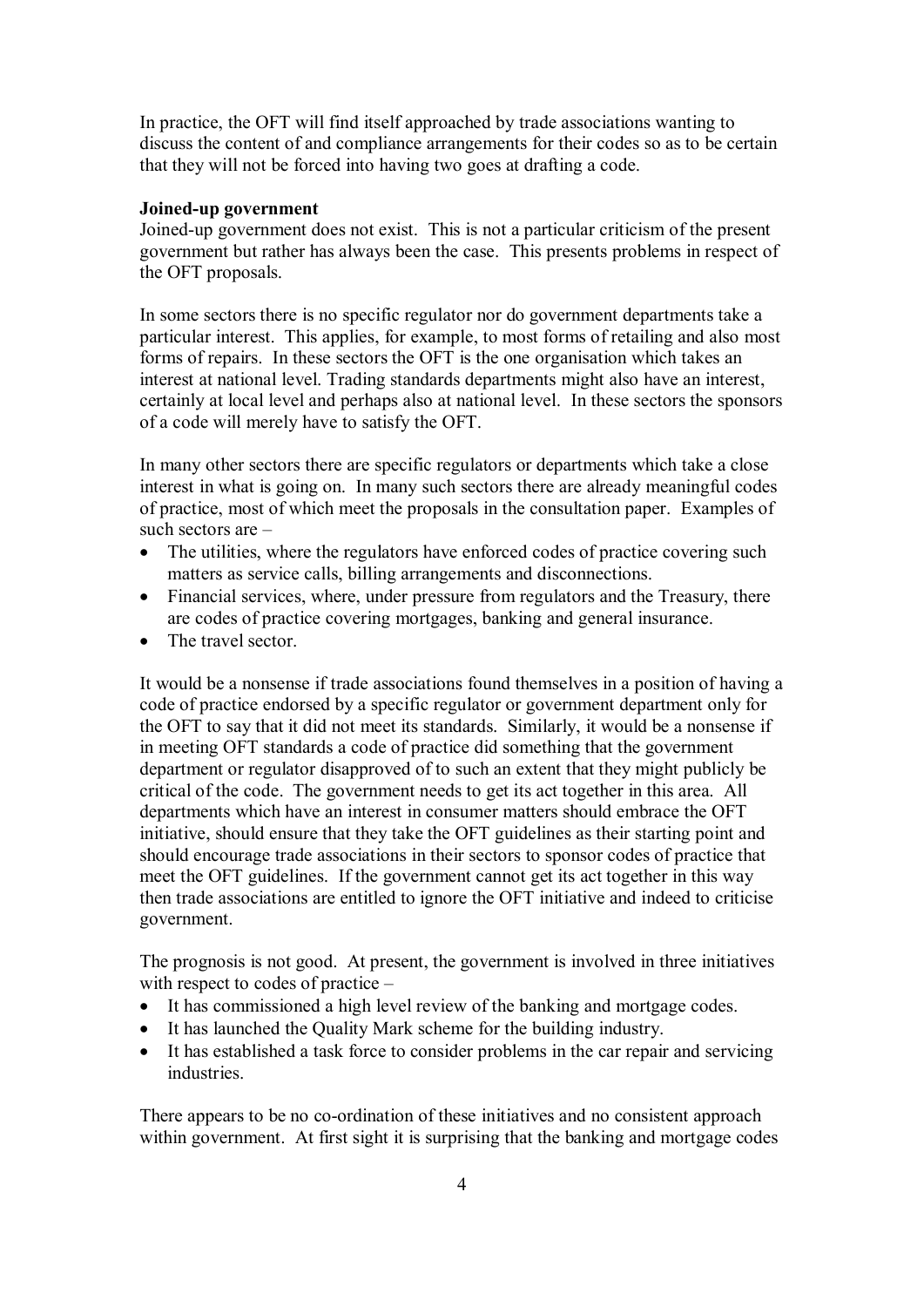In practice, the OFT will find itself approached by trade associations wanting to discuss the content of and compliance arrangements for their codes so as to be certain that they will not be forced into having two goes at drafting a code.

**Joined-up government**

Joined-up government does not exist. This is not a particular criticism of the present government but rather has always been the case. This presents problems in respect of the OFT proposals.

In some sectors there is no specific regulator nor do government departments take a particular interest. This applies, for example, to most forms of retailing and also most forms of repairs. In these sectors the OFT is the one organisation which takes an interest at national level. Trading standards departments might also have an interest, certainly at local level and perhaps also at national level. In these sectors the sponsors of a code will merely have to satisfy the OFT.

In many other sectors there are specific regulators or departments which take a close interest in what is going on. In many such sectors there are already meaningful codes of practice, most of which meet the proposals in the consultation paper. Examples of such sectors are –

- The utilities, where the regulators have enforced codes of practice covering such matters as service calls, billing arrangements and disconnections.
- Financial services, where, under pressure from regulators and the Treasury, there are codes of practice covering mortgages, banking and general insurance.
- The travel sector.

It would be a nonsense if trade associations found themselves in a position of having a code of practice endorsed by a specific regulator or government department only for the OFT to say that it did not meet its standards. Similarly, it would be a nonsense if in meeting OFT standards a code of practice did something that the government department or regulator disapproved of to such an extent that they might publicly be critical of the code. The government needs to get its act together in this area. All departments which have an interest in consumer matters should embrace the OFT initiative, should ensure that they take the OFT guidelines as their starting point and should encourage trade associations in their sectors to sponsor codes of practice that meet the OFT guidelines. If the government cannot get its act together in this way then trade associations are entitled to ignore the OFT initiative and indeed to criticise government.

The prognosis is not good. At present, the government is involved in three initiatives with respect to codes of practice –

- It has commissioned a high level review of the banking and mortgage codes.
- It has launched the Quality Mark scheme for the building industry.
- It has established a task force to consider problems in the car repair and servicing industries.

There appears to be no co-ordination of these initiatives and no consistent approach within government. At first sight it is surprising that the banking and mortgage codes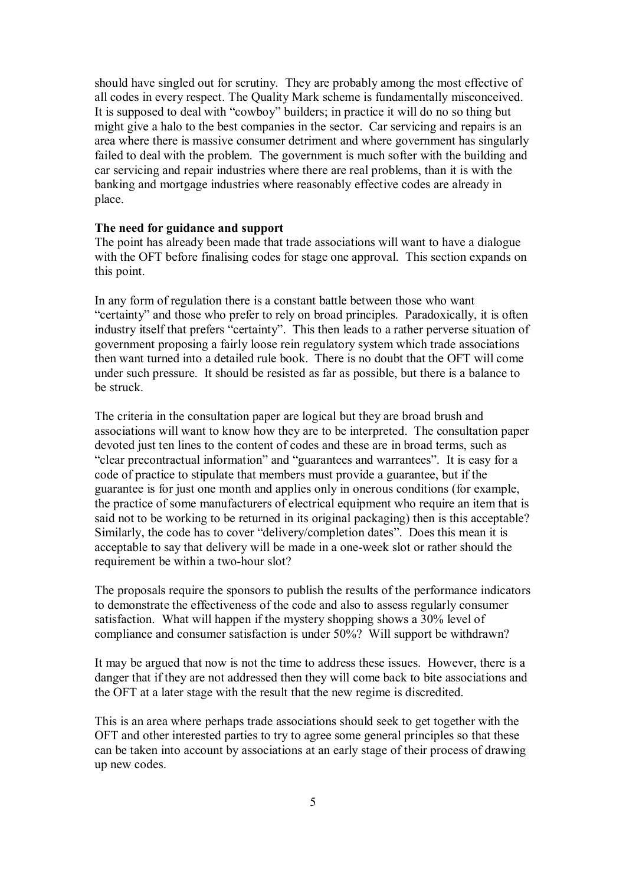should have singled out for scrutiny. They are probably among the most effective of all codes in every respect. The Quality Mark scheme is fundamentally misconceived. It is supposed to deal with "cowboy" builders; in practice it will do no so thing but might give a halo to the best companies in the sector. Car servicing and repairs is an area where there is massive consumer detriment and where government has singularly failed to deal with the problem. The government is much softer with the building and car servicing and repair industries where there are real problems, than it is with the banking and mortgage industries where reasonably effective codes are already in place.

**The need for guidance and support**

The point has already been made that trade associations will want to have a dialogue with the OFT before finalising codes for stage one approval. This section expands on this point.

In any form of regulation there is a constant battle between those who want "certainty" and those who prefer to rely on broad principles. Paradoxically, it is often industry itself that prefers "certainty". This then leads to a rather perverse situation of government proposing a fairly loose rein regulatory system which trade associations then want turned into a detailed rule book. There is no doubt that the OFT will come under such pressure. It should be resisted as far as possible, but there is a balance to be struck.

The criteria in the consultation paper are logical but they are broad brush and associations will want to know how they are to be interpreted. The consultation paper devoted just ten lines to the content of codes and these are in broad terms, such as "clear precontractual information" and "guarantees and warrantees". It is easy for a code of practice to stipulate that members must provide a guarantee, but if the guarantee is for just one month and applies only in onerous conditions (for example, the practice of some manufacturers of electrical equipment who require an item that is said not to be working to be returned in its original packaging) then is this acceptable? Similarly, the code has to cover "delivery/completion dates". Does this mean it is acceptable to say that delivery will be made in a one-week slot or rather should the requirement be within a two-hour slot?

The proposals require the sponsors to publish the results of the performance indicators to demonstrate the effectiveness of the code and also to assess regularly consumer satisfaction. What will happen if the mystery shopping shows a 30% level of compliance and consumer satisfaction is under 50%? Will support be withdrawn?

It may be argued that now is not the time to address these issues. However, there is a danger that if they are not addressed then they will come back to bite associations and the OFT at a later stage with the result that the new regime is discredited.

This is an area where perhaps trade associations should seek to get together with the OFT and other interested parties to try to agree some general principles so that these can be taken into account by associations at an early stage of their process of drawing up new codes.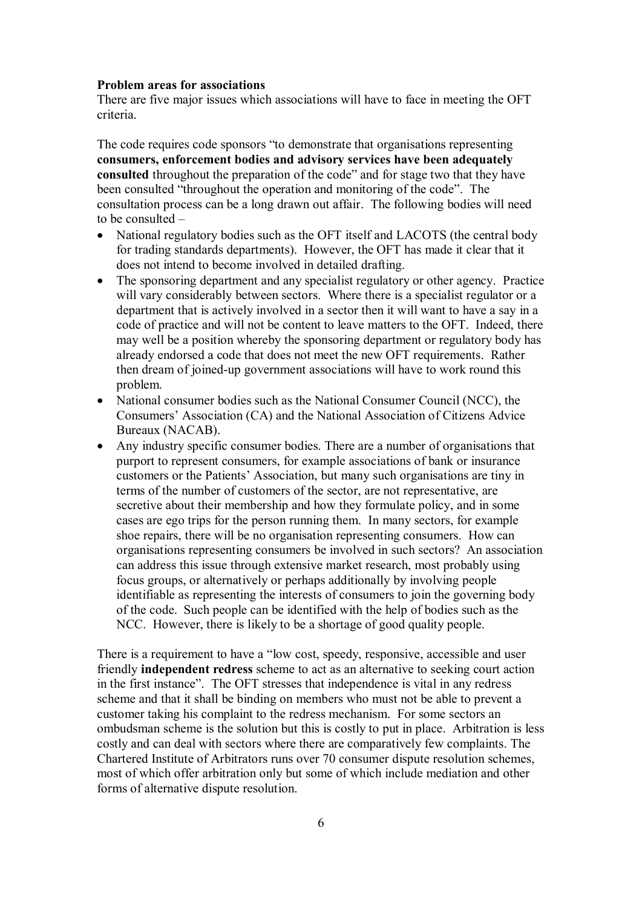**Problem areas for associations**

There are five major issues which associations will have to face in meeting the OFT criteria.

The code requires code sponsors "to demonstrate that organisations representing **consumers, enforcement bodies and advisory services have been adequately consulted** throughout the preparation of the code" and for stage two that they have been consulted "throughout the operation and monitoring of the code". The consultation process can be a long drawn out affair. The following bodies will need to be consulted –

- National regulatory bodies such as the OFT itself and LACOTS (the central body for trading standards departments). However, the OFT has made it clear that it does not intend to become involved in detailed drafting.
- The sponsoring department and any specialist regulatory or other agency. Practice will vary considerably between sectors. Where there is a specialist regulator or a department that is actively involved in a sector then it will want to have a say in a code of practice and will not be content to leave matters to the OFT. Indeed, there may well be a position whereby the sponsoring department or regulatory body has already endorsed a code that does not meet the new OFT requirements. Rather then dream of joined-up government associations will have to work round this problem.
- National consumer bodies such as the National Consumer Council (NCC), the Consumers' Association (CA) and the National Association of Citizens Advice Bureaux (NACAB).
- Any industry specific consumer bodies. There are a number of organisations that purport to represent consumers, for example associations of bank or insurance customers or the Patients' Association, but many such organisations are tiny in terms of the number of customers of the sector, are not representative, are secretive about their membership and how they formulate policy, and in some cases are ego trips for the person running them. In many sectors, for example shoe repairs, there will be no organisation representing consumers. How can organisations representing consumers be involved in such sectors? An association can address this issue through extensive market research, most probably using focus groups, or alternatively or perhaps additionally by involving people identifiable as representing the interests of consumers to join the governing body of the code. Such people can be identified with the help of bodies such as the NCC. However, there is likely to be a shortage of good quality people.

There is a requirement to have a "low cost, speedy, responsive, accessible and user friendly **independent redress** scheme to act as an alternative to seeking court action in the first instance". The OFT stresses that independence is vital in any redress scheme and that it shall be binding on members who must not be able to prevent a customer taking his complaint to the redress mechanism. For some sectors an ombudsman scheme is the solution but this is costly to put in place. Arbitration is less costly and can deal with sectors where there are comparatively few complaints. The Chartered Institute of Arbitrators runs over 70 consumer dispute resolution schemes, most of which offer arbitration only but some of which include mediation and other forms of alternative dispute resolution.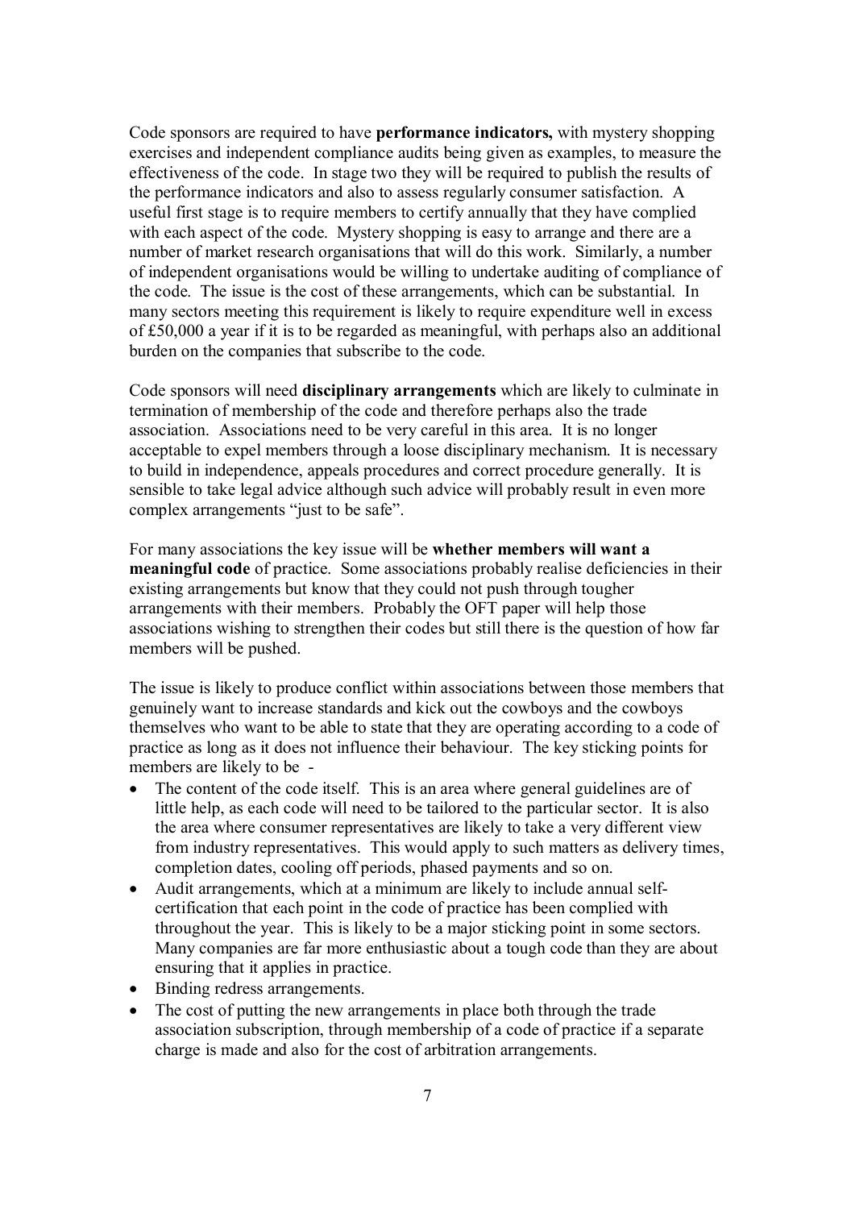Code sponsors are required to have **performance indicators,** with mystery shopping exercises and independent compliance audits being given as examples, to measure the effectiveness of the code. In stage two they will be required to publish the results of the performance indicators and also to assess regularly consumer satisfaction. A useful first stage is to require members to certify annually that they have complied with each aspect of the code. Mystery shopping is easy to arrange and there are a number of market research organisations that will do this work. Similarly, a number of independent organisations would be willing to undertake auditing of compliance of the code. The issue is the cost of these arrangements, which can be substantial. In many sectors meeting this requirement is likely to require expenditure well in excess of £50,000 a year if it is to be regarded as meaningful, with perhaps also an additional burden on the companies that subscribe to the code.

Code sponsors will need **disciplinary arrangements** which are likely to culminate in termination of membership of the code and therefore perhaps also the trade association. Associations need to be very careful in this area. It is no longer acceptable to expel members through a loose disciplinary mechanism. It is necessary to build in independence, appeals procedures and correct procedure generally. It is sensible to take legal advice although such advice will probably result in even more complex arrangements "just to be safe".

For many associations the key issue will be **whether members will want a meaningful code** of practice. Some associations probably realise deficiencies in their existing arrangements but know that they could not push through tougher arrangements with their members. Probably the OFT paper will help those associations wishing to strengthen their codes but still there is the question of how far members will be pushed.

The issue is likely to produce conflict within associations between those members that genuinely want to increase standards and kick out the cowboys and the cowboys themselves who want to be able to state that they are operating according to a code of practice as long as it does not influence their behaviour. The key sticking points for members are likely to be -

- The content of the code itself. This is an area where general guidelines are of little help, as each code will need to be tailored to the particular sector. It is also the area where consumer representatives are likely to take a very different view from industry representatives. This would apply to such matters as delivery times, completion dates, cooling off periods, phased payments and so on.
- Audit arrangements, which at a minimum are likely to include annual self-certification that each point in the code of practice has been complied with throughout the year. This is likely to be a major sticking point in some sectors. Many companies are far more enthusiastic about a tough code than they are about ensuring that it applies in practice.
- Binding redress arrangements.
- The cost of putting the new arrangements in place both through the trade association subscription, through membership of a code of practice if a separate charge is made and also for the cost of arbitration arrangements.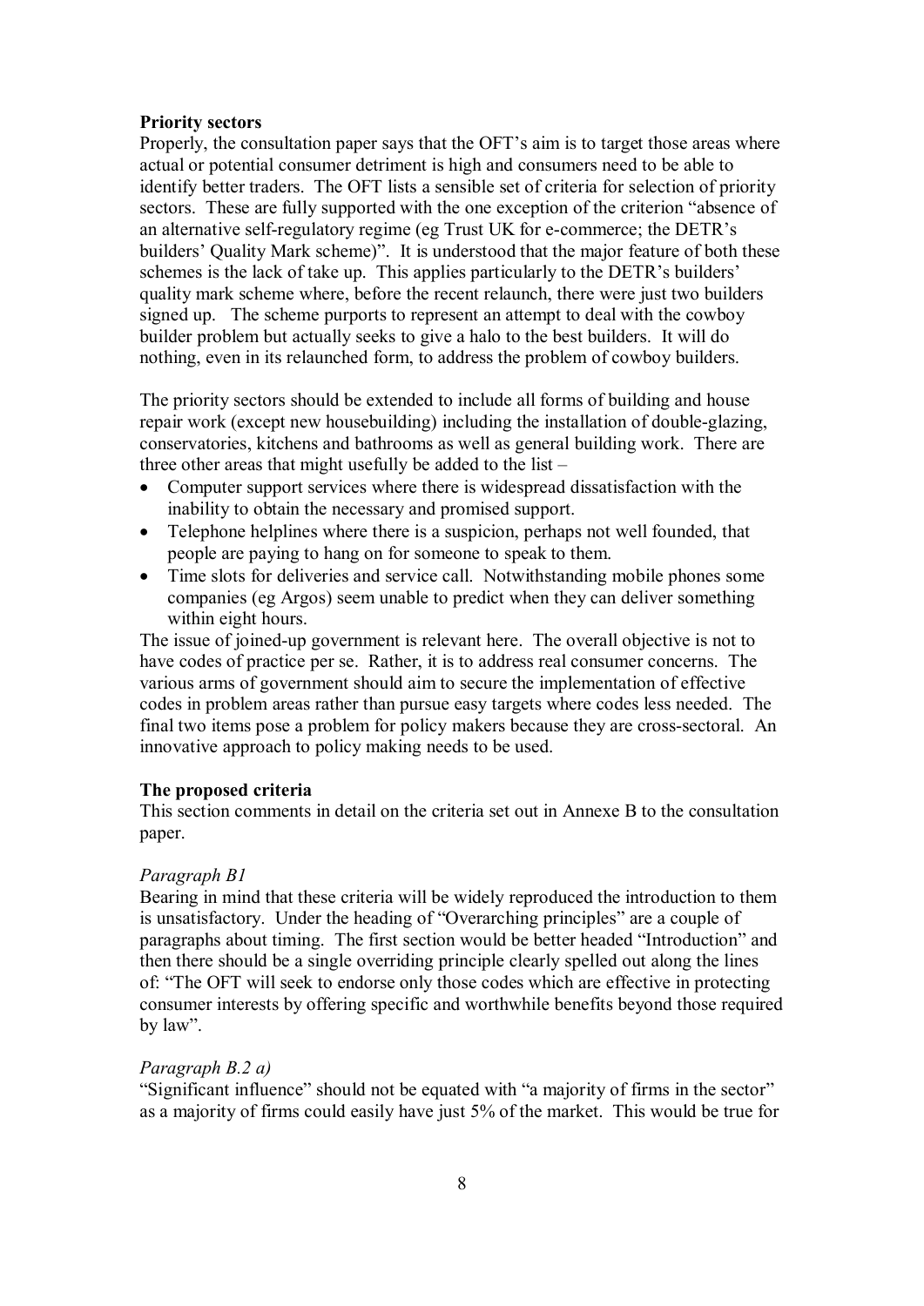**Priority sectors**

Properly, the consultation paper says that the OFT's aim is to target those areas where actual or potential consumer detriment is high and consumers need to be able to identify better traders. The OFT lists a sensible set of criteria for selection of priority sectors. These are fully supported with the one exception of the criterion "absence of an alternative self-regulatory regime (eg Trust UK for e-commerce; the DETR's builders' Quality Mark scheme)". It is understood that the major feature of both these schemes is the lack of take up. This applies particularly to the DETR's builders' quality mark scheme where, before the recent relaunch, there were just two builders signed up. The scheme purports to represent an attempt to deal with the cowboy builder problem but actually seeks to give a halo to the best builders. It will do nothing, even in its relaunched form, to address the problem of cowboy builders.

The priority sectors should be extended to include all forms of building and house repair work (except new housebuilding) including the installation of double-glazing, conservatories, kitchens and bathrooms as well as general building work. There are three other areas that might usefully be added to the list –

- Computer support services where there is widespread dissatisfaction with the inability to obtain the necessary and promised support.
- Telephone helplines where there is a suspicion, perhaps not well founded, that people are paying to hang on for someone to speak to them.
- Time slots for deliveries and service call. Notwithstanding mobile phones some companies (eg Argos) seem unable to predict when they can deliver something within eight hours.

The issue of joined-up government is relevant here. The overall objective is not to have codes of practice per se. Rather, it is to address real consumer concerns. The various arms of government should aim to secure the implementation of effective codes in problem areas rather than pursue easy targets where codes less needed. The final two items pose a problem for policy makers because they are cross-sectoral. An innovative approach to policy making needs to be used.

**The proposed criteria**

This section comments in detail on the criteria set out in Annexe B to the consultation paper.

*Paragraph B1*

Bearing in mind that these criteria will be widely reproduced the introduction to them is unsatisfactory. Under the heading of "Overarching principles" are a couple of paragraphs about timing. The first section would be better headed "Introduction" and then there should be a single overriding principle clearly spelled out along the lines of: "The OFT will seek to endorse only those codes which are effective in protecting consumer interests by offering specific and worthwhile benefits beyond those required by law".

*Paragraph B.2 a)*

"Significant influence" should not be equated with "a majority of firms in the sector" as a majority of firms could easily have just 5% of the market. This would be true for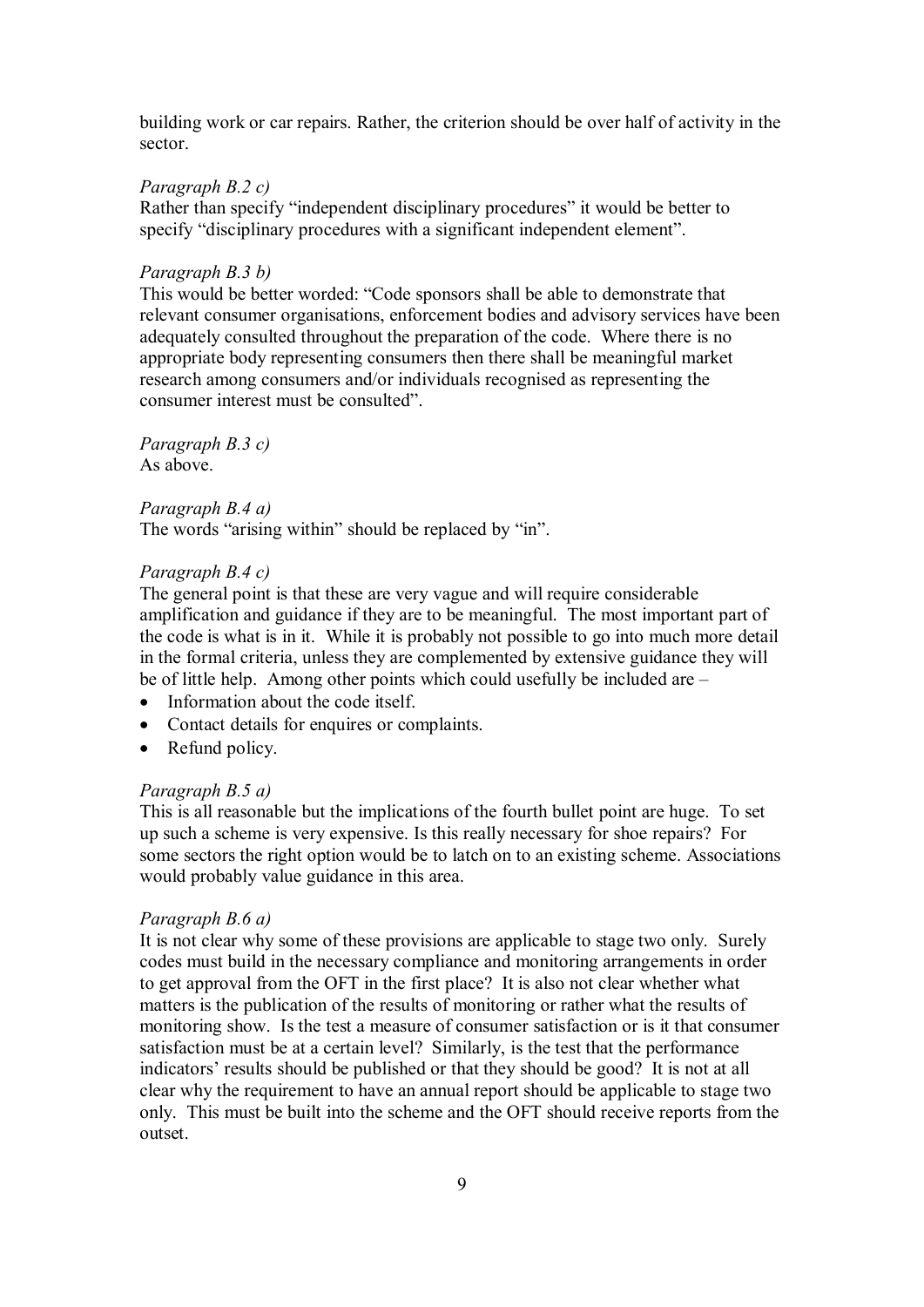building work or car repairs. Rather, the criterion should be over half of activity in the sector.

*Paragraph B.2 c)*
Rather than specify "independent disciplinary procedures" it would be better to specify "disciplinary procedures with a significant independent element".

*Paragraph B.3 b)*
This would be better worded: "Code sponsors shall be able to demonstrate that relevant consumer organisations, enforcement bodies and advisory services have been adequately consulted throughout the preparation of the code. Where there is no appropriate body representing consumers then there shall be meaningful market research among consumers and/or individuals recognised as representing the consumer interest must be consulted".

*Paragraph B.3 c)*
As above.

*Paragraph B.4 a)*
The words "arising within" should be replaced by "in".

*Paragraph B.4 c)*
The general point is that these are very vague and will require considerable amplification and guidance if they are to be meaningful. The most important part of the code is what is in it. While it is probably not possible to go into much more detail in the formal criteria, unless they are complemented by extensive guidance they will be of little help. Among other points which could usefully be included are –

- Information about the code itself.
- Contact details for enquires or complaints.
- Refund policy.

*Paragraph B.5 a)*
This is all reasonable but the implications of the fourth bullet point are huge. To set up such a scheme is very expensive. Is this really necessary for shoe repairs? For some sectors the right option would be to latch on to an existing scheme. Associations would probably value guidance in this area.

*Paragraph B.6 a)*
It is not clear why some of these provisions are applicable to stage two only. Surely codes must build in the necessary compliance and monitoring arrangements in order to get approval from the OFT in the first place? It is also not clear whether what matters is the publication of the results of monitoring or rather what the results of monitoring show. Is the test a measure of consumer satisfaction or is it that consumer satisfaction must be at a certain level? Similarly, is the test that the performance indicators' results should be published or that they should be good? It is not at all clear why the requirement to have an annual report should be applicable to stage two only. This must be built into the scheme and the OFT should receive reports from the outset.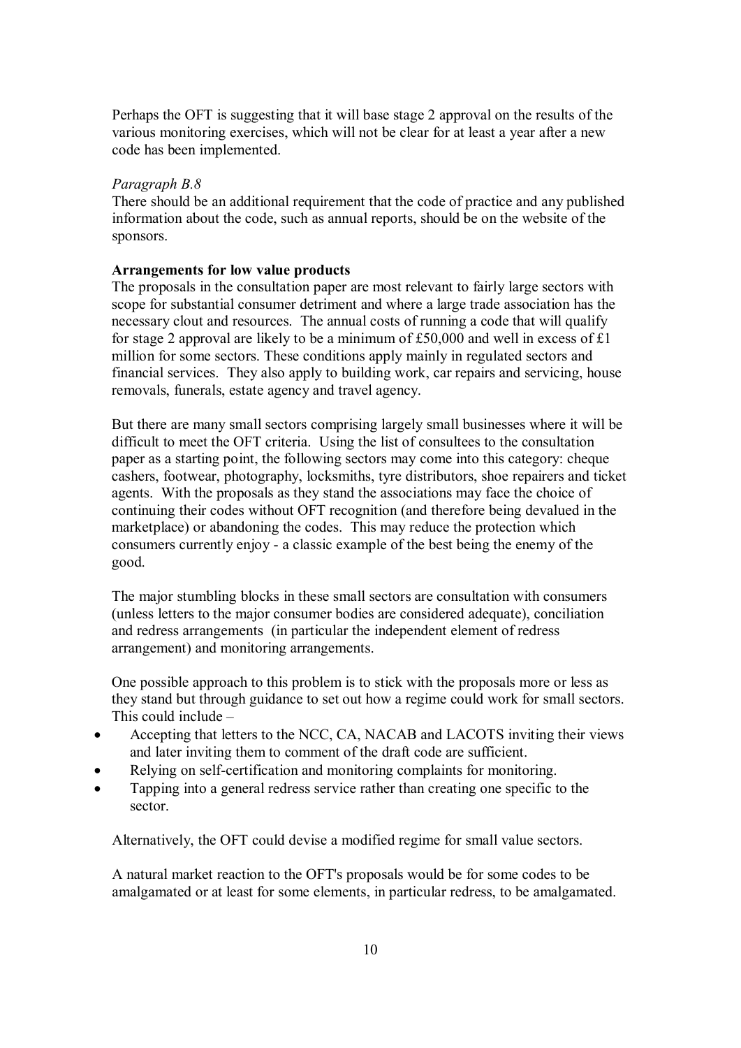Perhaps the OFT is suggesting that it will base stage 2 approval on the results of the various monitoring exercises, which will not be clear for at least a year after a new code has been implemented.

*Paragraph B.8*

There should be an additional requirement that the code of practice and any published information about the code, such as annual reports, should be on the website of the sponsors.

**Arrangements for low value products**

The proposals in the consultation paper are most relevant to fairly large sectors with scope for substantial consumer detriment and where a large trade association has the necessary clout and resources. The annual costs of running a code that will qualify for stage 2 approval are likely to be a minimum of £50,000 and well in excess of £1 million for some sectors. These conditions apply mainly in regulated sectors and financial services. They also apply to building work, car repairs and servicing, house removals, funerals, estate agency and travel agency.

But there are many small sectors comprising largely small businesses where it will be difficult to meet the OFT criteria. Using the list of consultees to the consultation paper as a starting point, the following sectors may come into this category: cheque cashers, footwear, photography, locksmiths, tyre distributors, shoe repairers and ticket agents. With the proposals as they stand the associations may face the choice of continuing their codes without OFT recognition (and therefore being devalued in the marketplace) or abandoning the codes. This may reduce the protection which consumers currently enjoy - a classic example of the best being the enemy of the good.

The major stumbling blocks in these small sectors are consultation with consumers (unless letters to the major consumer bodies are considered adequate), conciliation and redress arrangements (in particular the independent element of redress arrangement) and monitoring arrangements.

One possible approach to this problem is to stick with the proposals more or less as they stand but through guidance to set out how a regime could work for small sectors. This could include –

- Accepting that letters to the NCC, CA, NACAB and LACOTS inviting their views and later inviting them to comment of the draft code are sufficient.
- Relying on self-certification and monitoring complaints for monitoring.
- Tapping into a general redress service rather than creating one specific to the sector.

Alternatively, the OFT could devise a modified regime for small value sectors.

A natural market reaction to the OFT's proposals would be for some codes to be amalgamated or at least for some elements, in particular redress, to be amalgamated.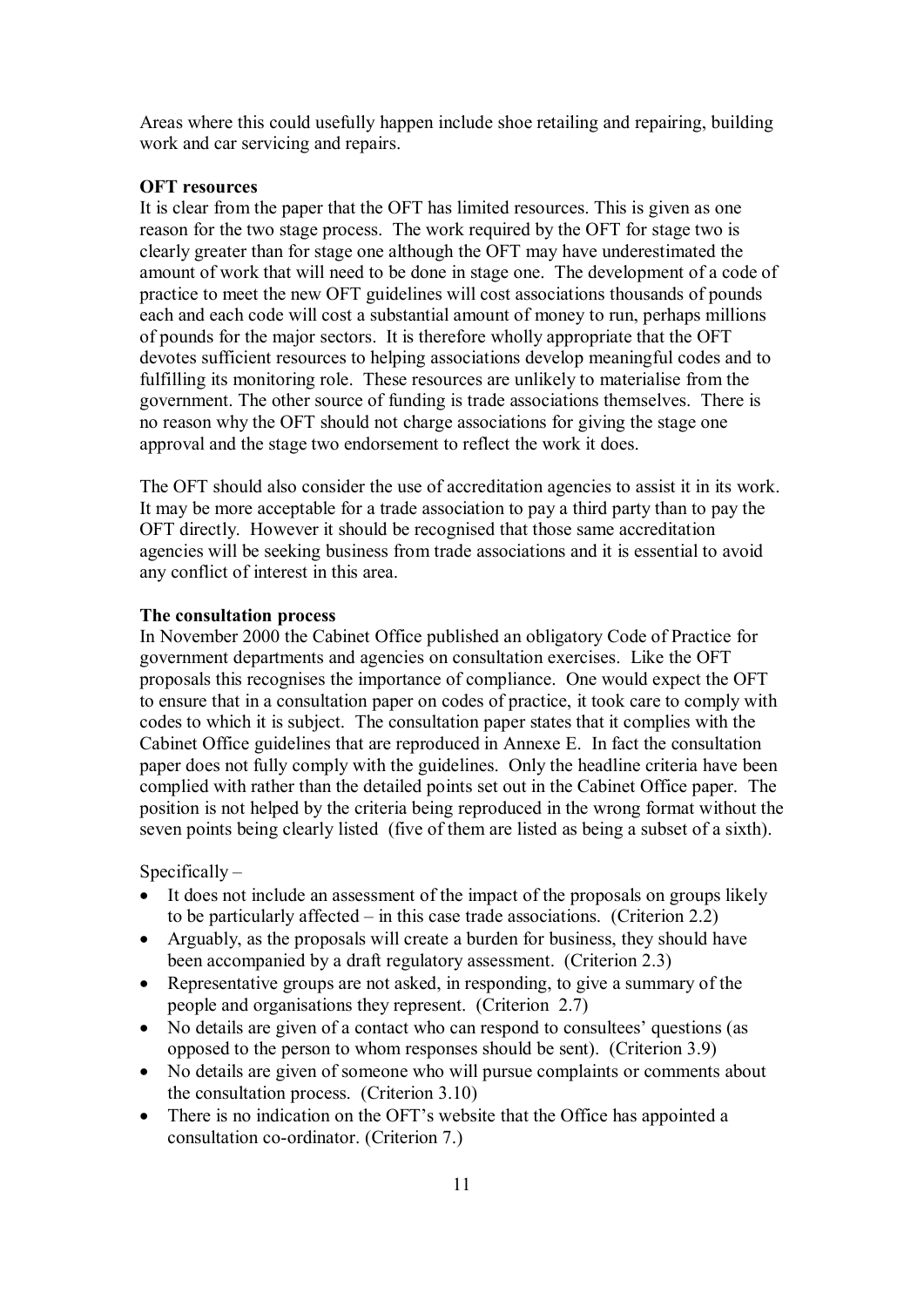Areas where this could usefully happen include shoe retailing and repairing, building work and car servicing and repairs.

**OFT resources**

It is clear from the paper that the OFT has limited resources. This is given as one reason for the two stage process. The work required by the OFT for stage two is clearly greater than for stage one although the OFT may have underestimated the amount of work that will need to be done in stage one. The development of a code of practice to meet the new OFT guidelines will cost associations thousands of pounds each and each code will cost a substantial amount of money to run, perhaps millions of pounds for the major sectors. It is therefore wholly appropriate that the OFT devotes sufficient resources to helping associations develop meaningful codes and to fulfilling its monitoring role. These resources are unlikely to materialise from the government. The other source of funding is trade associations themselves. There is no reason why the OFT should not charge associations for giving the stage one approval and the stage two endorsement to reflect the work it does.

The OFT should also consider the use of accreditation agencies to assist it in its work. It may be more acceptable for a trade association to pay a third party than to pay the OFT directly. However it should be recognised that those same accreditation agencies will be seeking business from trade associations and it is essential to avoid any conflict of interest in this area.

**The consultation process**

In November 2000 the Cabinet Office published an obligatory Code of Practice for government departments and agencies on consultation exercises. Like the OFT proposals this recognises the importance of compliance. One would expect the OFT to ensure that in a consultation paper on codes of practice, it took care to comply with codes to which it is subject. The consultation paper states that it complies with the Cabinet Office guidelines that are reproduced in Annexe E. In fact the consultation paper does not fully comply with the guidelines. Only the headline criteria have been complied with rather than the detailed points set out in the Cabinet Office paper. The position is not helped by the criteria being reproduced in the wrong format without the seven points being clearly listed (five of them are listed as being a subset of a sixth).

Specifically –

- It does not include an assessment of the impact of the proposals on groups likely to be particularly affected – in this case trade associations. (Criterion 2.2)
- Arguably, as the proposals will create a burden for business, they should have been accompanied by a draft regulatory assessment. (Criterion 2.3)
- Representative groups are not asked, in responding, to give a summary of the people and organisations they represent. (Criterion 2.7)
- No details are given of a contact who can respond to consultees' questions (as opposed to the person to whom responses should be sent). (Criterion 3.9)
- No details are given of someone who will pursue complaints or comments about the consultation process. (Criterion 3.10)
- There is no indication on the OFT's website that the Office has appointed a consultation co-ordinator. (Criterion 7.)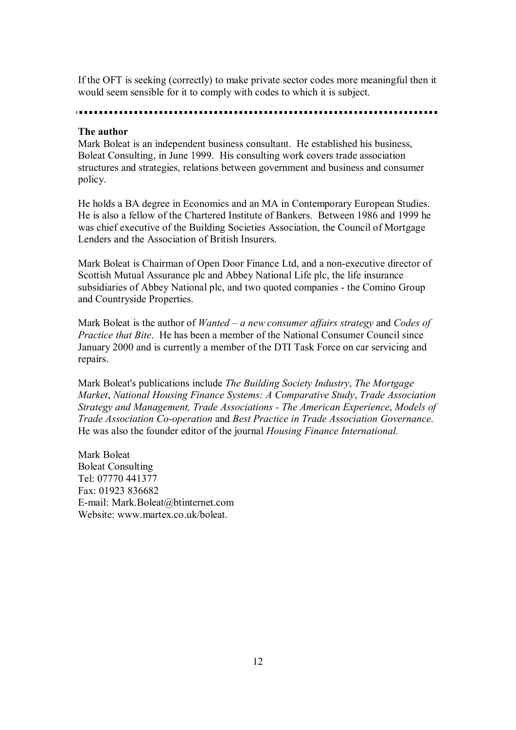If the OFT is seeking (correctly) to make private sector codes more meaningful then it would seem sensible for it to comply with codes to which it is subject.

---

**The author**

Mark Boleat is an independent business consultant. He established his business, Boleat Consulting, in June 1999. His consulting work covers trade association structures and strategies, relations between government and business and consumer policy.

He holds a BA degree in Economics and an MA in Contemporary European Studies. He is also a fellow of the Chartered Institute of Bankers. Between 1986 and 1999 he was chief executive of the Building Societies Association, the Council of Mortgage Lenders and the Association of British Insurers.

Mark Boleat is Chairman of Open Door Finance Ltd, and a non-executive director of Scottish Mutual Assurance plc and Abbey National Life plc, the life insurance subsidiaries of Abbey National plc, and two quoted companies - the Comino Group and Countryside Properties.

Mark Boleat is the author of *Wanted – a new consumer affairs strategy* and *Codes of Practice that Bite*. He has been a member of the National Consumer Council since January 2000 and is currently a member of the DTI Task Force on car servicing and repairs.

Mark Boleat's publications include *The Building Society Industry*, *The Mortgage Market*, *National Housing Finance Systems: A Comparative Study*, *Trade Association Strategy and Management, Trade Associations - The American Experience*, *Models of Trade Association Co-operation* and *Best Practice in Trade Association Governance*. He was also the founder editor of the journal *Housing Finance International.*

Mark Boleat
Boleat Consulting
Tel: 07770 441377
Fax: 01923 836682
E-mail: Mark.Boleat@btinternet.com
Website: www.martex.co.uk/boleat.